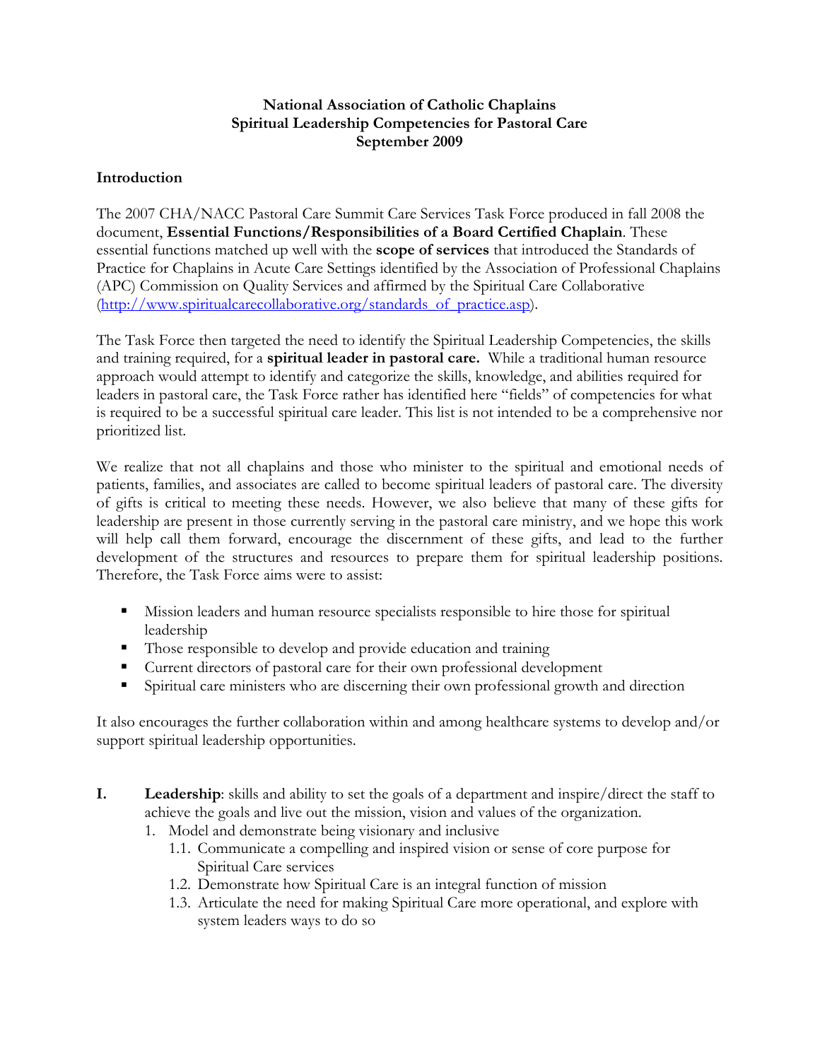# National Association of Catholic Chaplains
## Spiritual Leadership Competencies for Pastoral Care
### September 2009

## Introduction

The 2007 CHA/NACC Pastoral Care Summit Care Services Task Force produced in fall 2008 the document, **Essential Functions/Responsibilities of a Board Certified Chaplain**. These essential functions matched up well with the **scope of services** that introduced the Standards of Practice for Chaplains in Acute Care Settings identified by the Association of Professional Chaplains (APC) Commission on Quality Services and affirmed by the Spiritual Care Collaborative (http://www.spiritualcarecollaborative.org/standards_of_practice.asp).

The Task Force then targeted the need to identify the Spiritual Leadership Competencies, the skills and training required, for a **spiritual leader in pastoral care.** While a traditional human resource approach would attempt to identify and categorize the skills, knowledge, and abilities required for leaders in pastoral care, the Task Force rather has identified here "fields" of competencies for what is required to be a successful spiritual care leader. This list is not intended to be a comprehensive nor prioritized list.

We realize that not all chaplains and those who minister to the spiritual and emotional needs of patients, families, and associates are called to become spiritual leaders of pastoral care. The diversity of gifts is critical to meeting these needs. However, we also believe that many of these gifts for leadership are present in those currently serving in the pastoral care ministry, and we hope this work will help call them forward, encourage the discernment of these gifts, and lead to the further development of the structures and resources to prepare them for spiritual leadership positions. Therefore, the Task Force aims were to assist:

- Mission leaders and human resource specialists responsible to hire those for spiritual leadership
- Those responsible to develop and provide education and training
- Current directors of pastoral care for their own professional development
- Spiritual care ministers who are discerning their own professional growth and direction

It also encourages the further collaboration within and among healthcare systems to develop and/or support spiritual leadership opportunities.

**I. Leadership**: skills and ability to set the goals of a department and inspire/direct the staff to achieve the goals and live out the mission, vision and values of the organization.

1. Model and demonstrate being visionary and inclusive
   - 1.1. Communicate a compelling and inspired vision or sense of core purpose for Spiritual Care services
   - 1.2. Demonstrate how Spiritual Care is an integral function of mission
   - 1.3. Articulate the need for making Spiritual Care more operational, and explore with system leaders ways to do so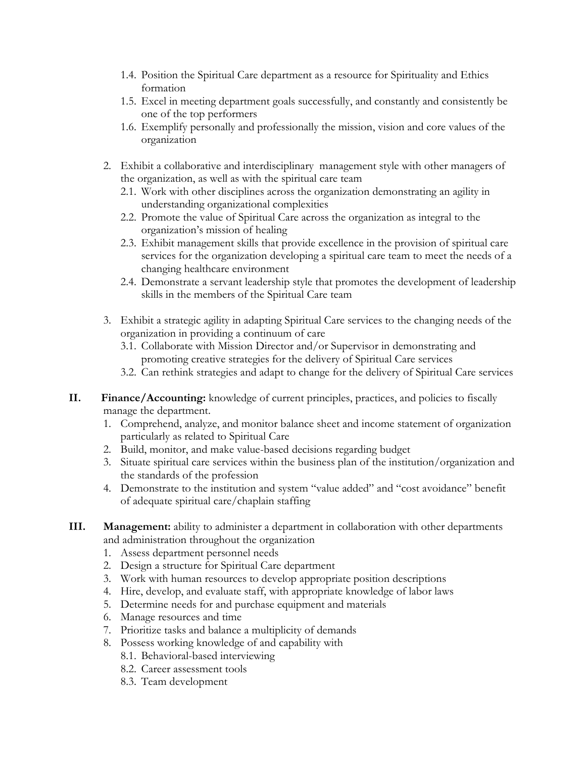1.4. Position the Spiritual Care department as a resource for Spirituality and Ethics formation
   1.5. Excel in meeting department goals successfully, and constantly and consistently be one of the top performers
   1.6. Exemplify personally and professionally the mission, vision and core values of the organization

2. Exhibit a collaborative and interdisciplinary management style with other managers of the organization, as well as with the spiritual care team
   2.1. Work with other disciplines across the organization demonstrating an agility in understanding organizational complexities
   2.2. Promote the value of Spiritual Care across the organization as integral to the organization's mission of healing
   2.3. Exhibit management skills that provide excellence in the provision of spiritual care services for the organization developing a spiritual care team to meet the needs of a changing healthcare environment
   2.4. Demonstrate a servant leadership style that promotes the development of leadership skills in the members of the Spiritual Care team

3. Exhibit a strategic agility in adapting Spiritual Care services to the changing needs of the organization in providing a continuum of care
   3.1. Collaborate with Mission Director and/or Supervisor in demonstrating and promoting creative strategies for the delivery of Spiritual Care services
   3.2. Can rethink strategies and adapt to change for the delivery of Spiritual Care services

**II. Finance/Accounting:** knowledge of current principles, practices, and policies to fiscally manage the department.

1. Comprehend, analyze, and monitor balance sheet and income statement of organization particularly as related to Spiritual Care
2. Build, monitor, and make value-based decisions regarding budget
3. Situate spiritual care services within the business plan of the institution/organization and the standards of the profession
4. Demonstrate to the institution and system "value added" and "cost avoidance" benefit of adequate spiritual care/chaplain staffing

**III. Management:** ability to administer a department in collaboration with other departments and administration throughout the organization

1. Assess department personnel needs
2. Design a structure for Spiritual Care department
3. Work with human resources to develop appropriate position descriptions
4. Hire, develop, and evaluate staff, with appropriate knowledge of labor laws
5. Determine needs for and purchase equipment and materials
6. Manage resources and time
7. Prioritize tasks and balance a multiplicity of demands
8. Possess working knowledge of and capability with
   8.1. Behavioral-based interviewing
   8.2. Career assessment tools
   8.3. Team development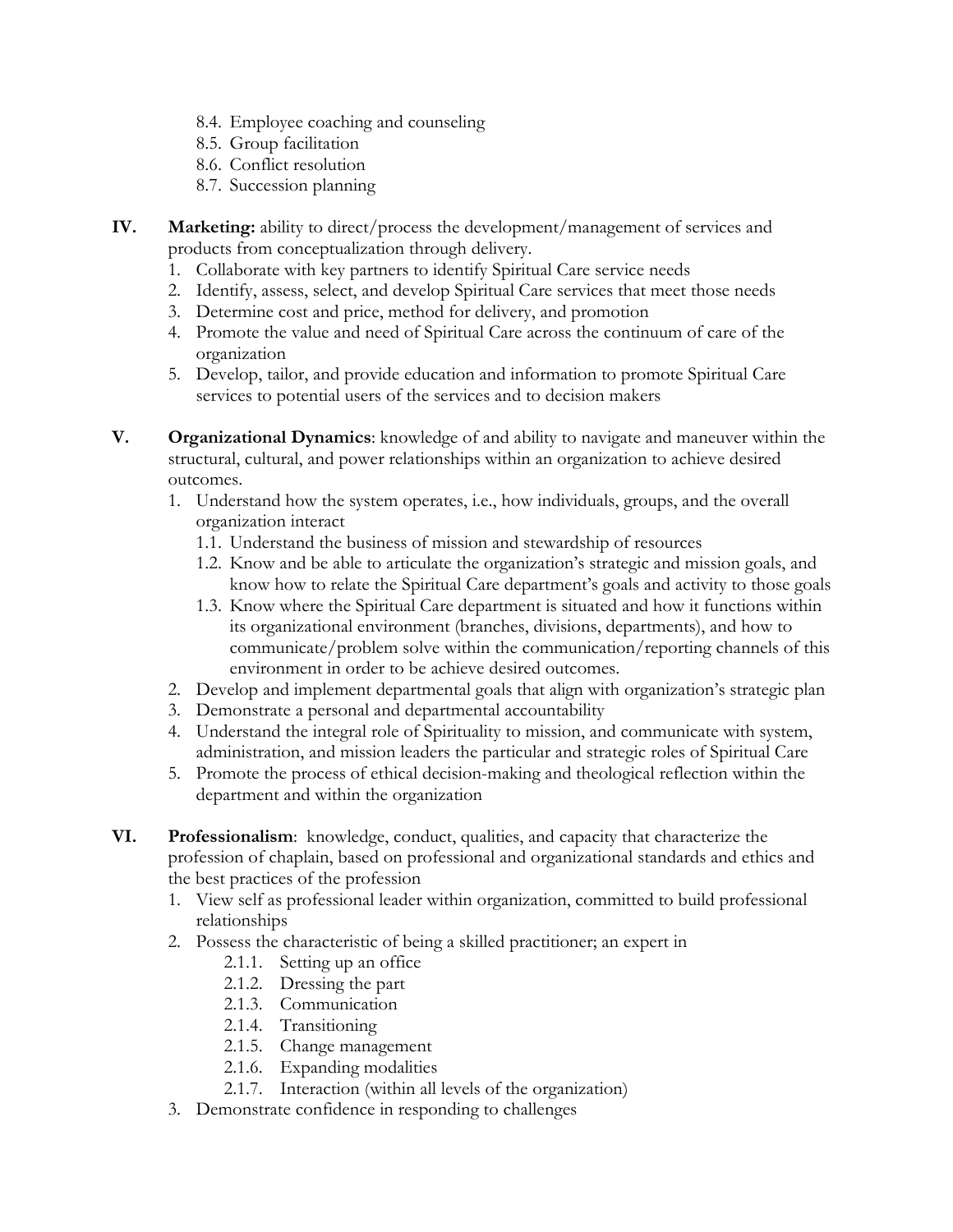8.4. Employee coaching and counseling
   8.5. Group facilitation
   8.6. Conflict resolution
   8.7. Succession planning

**IV. Marketing:** ability to direct/process the development/management of services and products from conceptualization through delivery.

1. Collaborate with key partners to identify Spiritual Care service needs
2. Identify, assess, select, and develop Spiritual Care services that meet those needs
3. Determine cost and price, method for delivery, and promotion
4. Promote the value and need of Spiritual Care across the continuum of care of the organization
5. Develop, tailor, and provide education and information to promote Spiritual Care services to potential users of the services and to decision makers

**V. Organizational Dynamics**: knowledge of and ability to navigate and maneuver within the structural, cultural, and power relationships within an organization to achieve desired outcomes.

1. Understand how the system operates, i.e., how individuals, groups, and the overall organization interact
   - 1.1. Understand the business of mission and stewardship of resources
   - 1.2. Know and be able to articulate the organization's strategic and mission goals, and know how to relate the Spiritual Care department's goals and activity to those goals
   - 1.3. Know where the Spiritual Care department is situated and how it functions within its organizational environment (branches, divisions, departments), and how to communicate/problem solve within the communication/reporting channels of this environment in order to be achieve desired outcomes.
2. Develop and implement departmental goals that align with organization's strategic plan
3. Demonstrate a personal and departmental accountability
4. Understand the integral role of Spirituality to mission, and communicate with system, administration, and mission leaders the particular and strategic roles of Spiritual Care
5. Promote the process of ethical decision-making and theological reflection within the department and within the organization

**VI. Professionalism**: knowledge, conduct, qualities, and capacity that characterize the profession of chaplain, based on professional and organizational standards and ethics and the best practices of the profession

1. View self as professional leader within organization, committed to build professional relationships
2. Possess the characteristic of being a skilled practitioner; an expert in
   - 2.1.1. Setting up an office
   - 2.1.2. Dressing the part
   - 2.1.3. Communication
   - 2.1.4. Transitioning
   - 2.1.5. Change management
   - 2.1.6. Expanding modalities
   - 2.1.7. Interaction (within all levels of the organization)
3. Demonstrate confidence in responding to challenges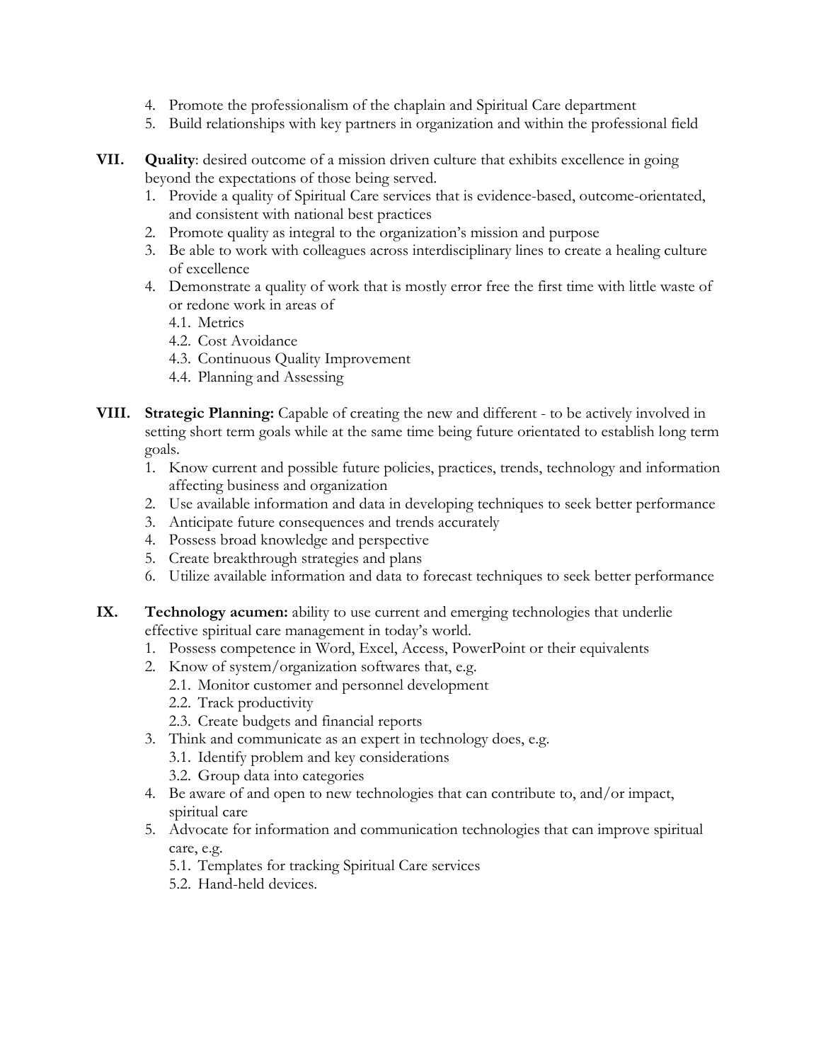4. Promote the professionalism of the chaplain and Spiritual Care department
5. Build relationships with key partners in organization and within the professional field

**VII. Quality**: desired outcome of a mission driven culture that exhibits excellence in going beyond the expectations of those being served.

1. Provide a quality of Spiritual Care services that is evidence-based, outcome-orientated, and consistent with national best practices
2. Promote quality as integral to the organization's mission and purpose
3. Be able to work with colleagues across interdisciplinary lines to create a healing culture of excellence
4. Demonstrate a quality of work that is mostly error free the first time with little waste of or redone work in areas of
    - 4.1. Metrics
    - 4.2. Cost Avoidance
    - 4.3. Continuous Quality Improvement
    - 4.4. Planning and Assessing

**VIII. Strategic Planning:** Capable of creating the new and different - to be actively involved in setting short term goals while at the same time being future orientated to establish long term goals.

1. Know current and possible future policies, practices, trends, technology and information affecting business and organization
2. Use available information and data in developing techniques to seek better performance
3. Anticipate future consequences and trends accurately
4. Possess broad knowledge and perspective
5. Create breakthrough strategies and plans
6. Utilize available information and data to forecast techniques to seek better performance

**IX. Technology acumen:** ability to use current and emerging technologies that underlie effective spiritual care management in today's world.

1. Possess competence in Word, Excel, Access, PowerPoint or their equivalents
2. Know of system/organization softwares that, e.g.
    - 2.1. Monitor customer and personnel development
    - 2.2. Track productivity
    - 2.3. Create budgets and financial reports
3. Think and communicate as an expert in technology does, e.g.
    - 3.1. Identify problem and key considerations
    - 3.2. Group data into categories
4. Be aware of and open to new technologies that can contribute to, and/or impact, spiritual care
5. Advocate for information and communication technologies that can improve spiritual care, e.g.
    - 5.1. Templates for tracking Spiritual Care services
    - 5.2. Hand-held devices.